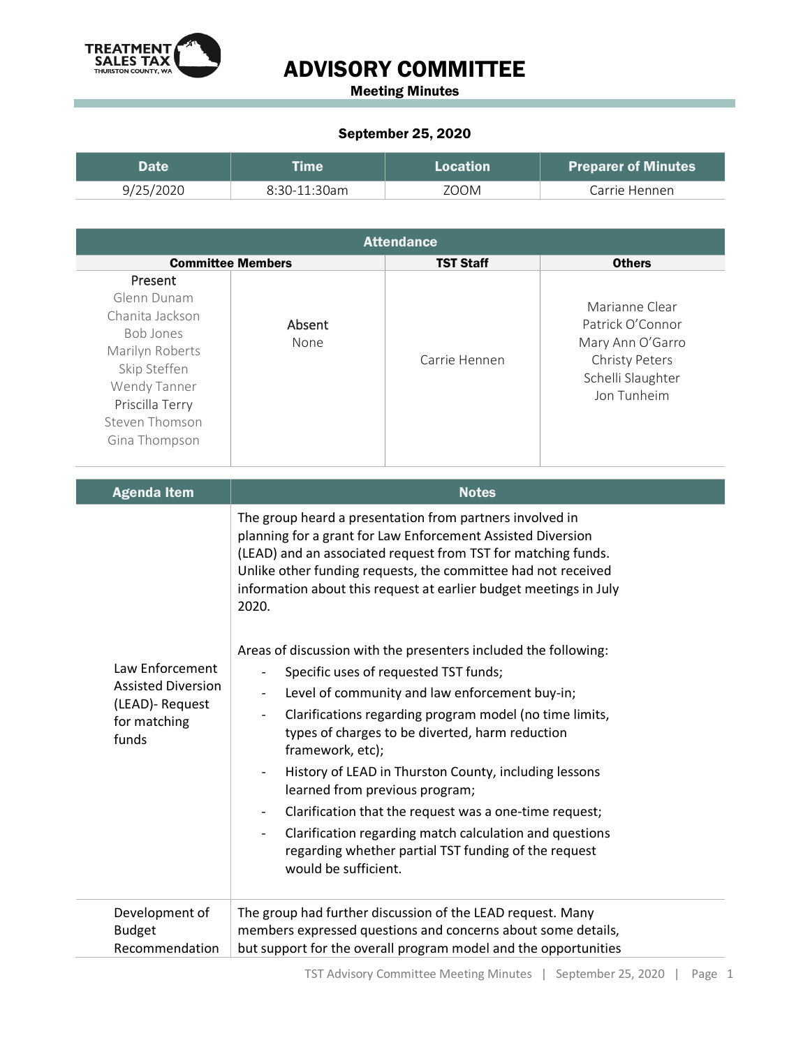TREATMENT SALES TAX
THURSTON COUNTY, WA

# ADVISORY COMMITTEE

**Meeting Minutes**

**September 25, 2020**

| Date | Time | Location | Preparer of Minutes |
|---|---|---|---|
| 9/25/2020 | 8:30-11:30am | ZOOM | Carrie Hennen |

| Attendance | | | |
|---|---|---|---|
| **Committee Members** | | **TST Staff** | **Others** |
| Present<br>Glenn Dunam<br>Chanita Jackson<br>Bob Jones<br>Marilyn Roberts<br>Skip Steffen<br>Wendy Tanner<br>Priscilla Terry<br>Steven Thomson<br>Gina Thompson | Absent<br>None | Carrie Hennen | Marianne Clear<br>Patrick O'Connor<br>Mary Ann O'Garro<br>Christy Peters<br>Schelli Slaughter<br>Jon Tunheim |

| Agenda Item | Notes |
|---|---|
| Law Enforcement Assisted Diversion (LEAD)- Request for matching funds | The group heard a presentation from partners involved in planning for a grant for Law Enforcement Assisted Diversion (LEAD) and an associated request from TST for matching funds. Unlike other funding requests, the committee had not received information about this request at earlier budget meetings in July 2020.<br><br>Areas of discussion with the presenters included the following:<br>- Specific uses of requested TST funds;<br>- Level of community and law enforcement buy-in;<br>- Clarifications regarding program model (no time limits, types of charges to be diverted, harm reduction framework, etc);<br>- History of LEAD in Thurston County, including lessons learned from previous program;<br>- Clarification that the request was a one-time request;<br>- Clarification regarding match calculation and questions regarding whether partial TST funding of the request would be sufficient. |
| Development of Budget Recommendation | The group had further discussion of the LEAD request. Many members expressed questions and concerns about some details, but support for the overall program model and the opportunities |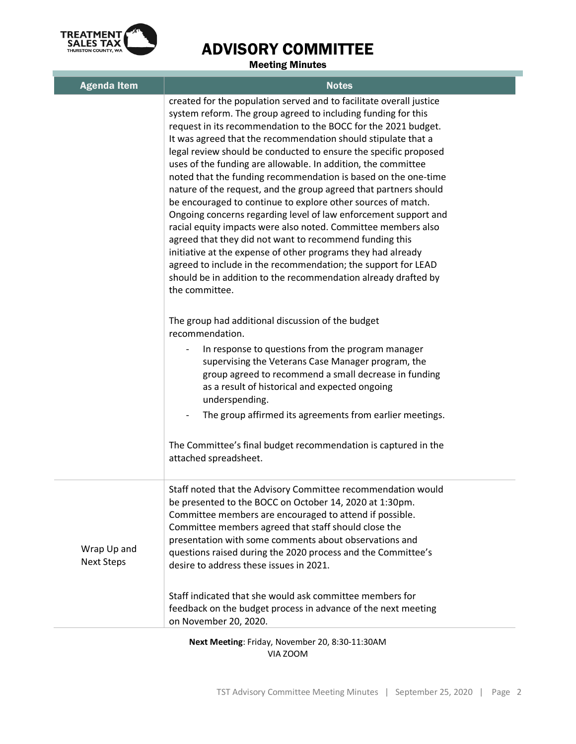# ADVISORY COMMITTEE

**Meeting Minutes**

| Agenda Item | Notes |
|---|---|
| | created for the population served and to facilitate overall justice system reform. The group agreed to including funding for this request in its recommendation to the BOCC for the 2021 budget. It was agreed that the recommendation should stipulate that a legal review should be conducted to ensure the specific proposed uses of the funding are allowable. In addition, the committee noted that the funding recommendation is based on the one-time nature of the request, and the group agreed that partners should be encouraged to continue to explore other sources of match. Ongoing concerns regarding level of law enforcement support and racial equity impacts were also noted. Committee members also agreed that they did not want to recommend funding this initiative at the expense of other programs they had already agreed to include in the recommendation; the support for LEAD should be in addition to the recommendation already drafted by the committee.<br><br>The group had additional discussion of the budget recommendation.<br>- In response to questions from the program manager supervising the Veterans Case Manager program, the group agreed to recommend a small decrease in funding as a result of historical and expected ongoing underspending.<br>- The group affirmed its agreements from earlier meetings.<br><br>The Committee's final budget recommendation is captured in the attached spreadsheet. |
| Wrap Up and Next Steps | Staff noted that the Advisory Committee recommendation would be presented to the BOCC on October 14, 2020 at 1:30pm. Committee members are encouraged to attend if possible. Committee members agreed that staff should close the presentation with some comments about observations and questions raised during the 2020 process and the Committee's desire to address these issues in 2021.<br><br>Staff indicated that she would ask committee members for feedback on the budget process in advance of the next meeting on November 20, 2020. |

**Next Meeting**: Friday, November 20, 8:30-11:30AM
VIA ZOOM